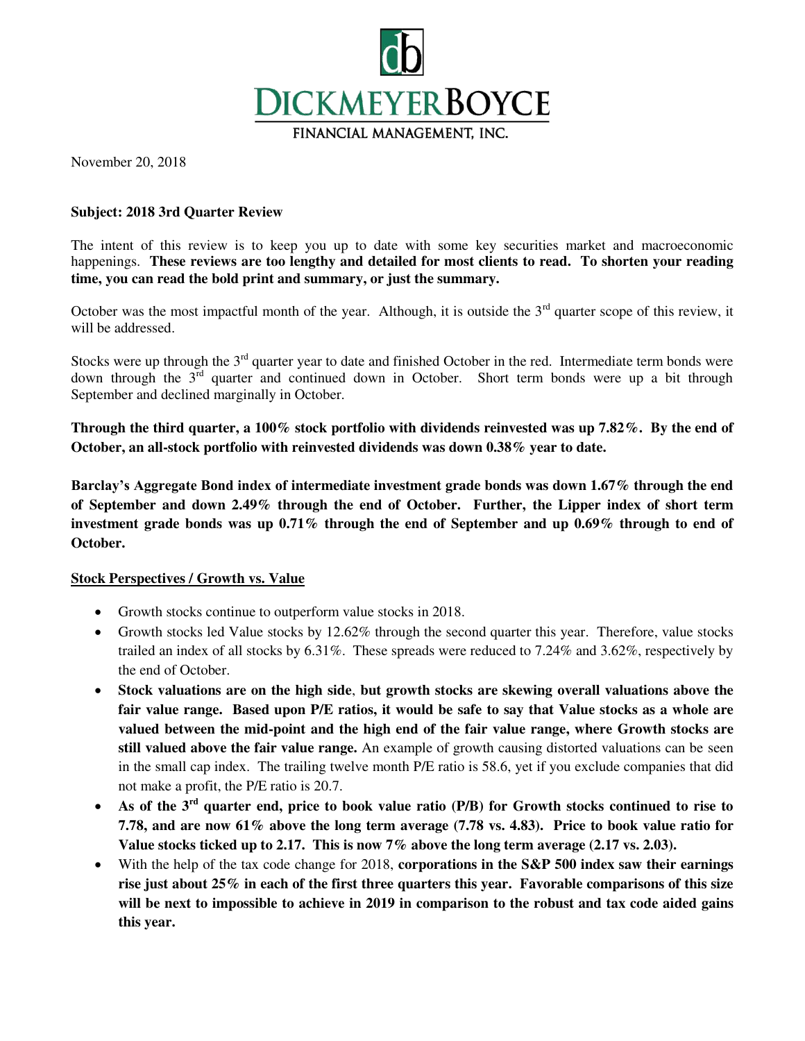DickmeyerBoyce

FINANCIAL MANAGEMENT, INC.

November 20, 2018

**Subject: 2018 3rd Quarter Review**

The intent of this review is to keep you up to date with some key securities market and macroeconomic happenings. **These reviews are too lengthy and detailed for most clients to read. To shorten your reading time, you can read the bold print and summary, or just the summary.**

October was the most impactful month of the year. Although, it is outside the 3rd quarter scope of this review, it will be addressed.

Stocks were up through the 3rd quarter year to date and finished October in the red. Intermediate term bonds were down through the 3rd quarter and continued down in October. Short term bonds were up a bit through September and declined marginally in October.

**Through the third quarter, a 100% stock portfolio with dividends reinvested was up 7.82%. By the end of October, an all-stock portfolio with reinvested dividends was down 0.38% year to date.**

**Barclay's Aggregate Bond index of intermediate investment grade bonds was down 1.67% through the end of September and down 2.49% through the end of October. Further, the Lipper index of short term investment grade bonds was up 0.71% through the end of September and up 0.69% through to end of October.**

**Stock Perspectives / Growth vs. Value**

- Growth stocks continue to outperform value stocks in 2018.
- Growth stocks led Value stocks by 12.62% through the second quarter this year. Therefore, value stocks trailed an index of all stocks by 6.31%. These spreads were reduced to 7.24% and 3.62%, respectively by the end of October.
- **Stock valuations are on the high side**, **but growth stocks are skewing overall valuations above the fair value range. Based upon P/E ratios, it would be safe to say that Value stocks as a whole are valued between the mid-point and the high end of the fair value range, where Growth stocks are still valued above the fair value range.** An example of growth causing distorted valuations can be seen in the small cap index. The trailing twelve month P/E ratio is 58.6, yet if you exclude companies that did not make a profit, the P/E ratio is 20.7.
- **As of the 3rd quarter end, price to book value ratio (P/B) for Growth stocks continued to rise to 7.78, and are now 61% above the long term average (7.78 vs. 4.83). Price to book value ratio for Value stocks ticked up to 2.17. This is now 7% above the long term average (2.17 vs. 2.03).**
- With the help of the tax code change for 2018, **corporations in the S&P 500 index saw their earnings rise just about 25% in each of the first three quarters this year. Favorable comparisons of this size will be next to impossible to achieve in 2019 in comparison to the robust and tax code aided gains this year.**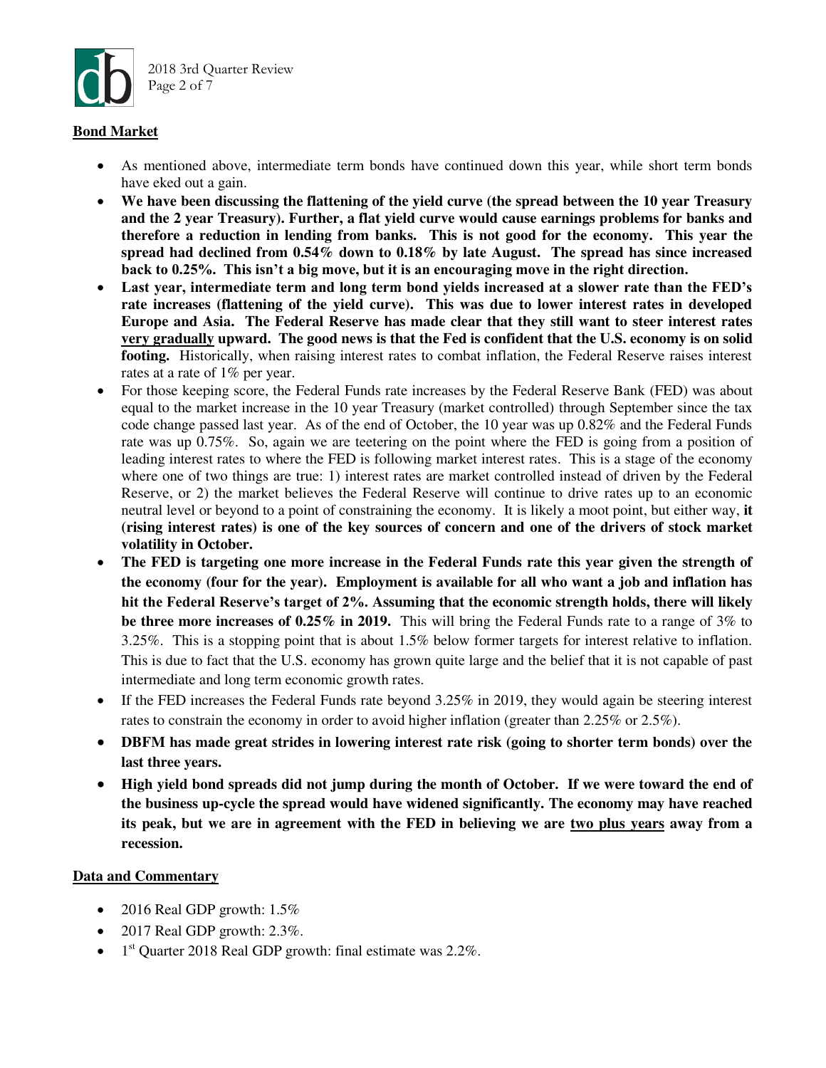## Bond Market

- As mentioned above, intermediate term bonds have continued down this year, while short term bonds have eked out a gain.
- **We have been discussing the flattening of the yield curve (the spread between the 10 year Treasury and the 2 year Treasury). Further, a flat yield curve would cause earnings problems for banks and therefore a reduction in lending from banks. This is not good for the economy. This year the spread had declined from 0.54% down to 0.18% by late August. The spread has since increased back to 0.25%. This isn't a big move, but it is an encouraging move in the right direction.**
- **Last year, intermediate term and long term bond yields increased at a slower rate than the FED's rate increases (flattening of the yield curve). This was due to lower interest rates in developed Europe and Asia. The Federal Reserve has made clear that they still want to steer interest rates <u>very gradually</u> upward. The good news is that the Fed is confident that the U.S. economy is on solid footing.** Historically, when raising interest rates to combat inflation, the Federal Reserve raises interest rates at a rate of 1% per year.
- For those keeping score, the Federal Funds rate increases by the Federal Reserve Bank (FED) was about equal to the market increase in the 10 year Treasury (market controlled) through September since the tax code change passed last year. As of the end of October, the 10 year was up 0.82% and the Federal Funds rate was up 0.75%. So, again we are teetering on the point where the FED is going from a position of leading interest rates to where the FED is following market interest rates. This is a stage of the economy where one of two things are true: 1) interest rates are market controlled instead of driven by the Federal Reserve, or 2) the market believes the Federal Reserve will continue to drive rates up to an economic neutral level or beyond to a point of constraining the economy. It is likely a moot point, but either way, **it (rising interest rates) is one of the key sources of concern and one of the drivers of stock market volatility in October.**
- **The FED is targeting one more increase in the Federal Funds rate this year given the strength of the economy (four for the year). Employment is available for all who want a job and inflation has hit the Federal Reserve's target of 2%. Assuming that the economic strength holds, there will likely be three more increases of 0.25% in 2019.** This will bring the Federal Funds rate to a range of 3% to 3.25%. This is a stopping point that is about 1.5% below former targets for interest relative to inflation. This is due to fact that the U.S. economy has grown quite large and the belief that it is not capable of past intermediate and long term economic growth rates.
- If the FED increases the Federal Funds rate beyond 3.25% in 2019, they would again be steering interest rates to constrain the economy in order to avoid higher inflation (greater than 2.25% or 2.5%).
- **DBFM has made great strides in lowering interest rate risk (going to shorter term bonds) over the last three years.**
- **High yield bond spreads did not jump during the month of October. If we were toward the end of the business up-cycle the spread would have widened significantly. The economy may have reached its peak, but we are in agreement with the FED in believing we are <u>two plus years</u> away from a recession.**

## Data and Commentary

- 2016 Real GDP growth: 1.5%
- 2017 Real GDP growth: 2.3%.
- 1st Quarter 2018 Real GDP growth: final estimate was 2.2%.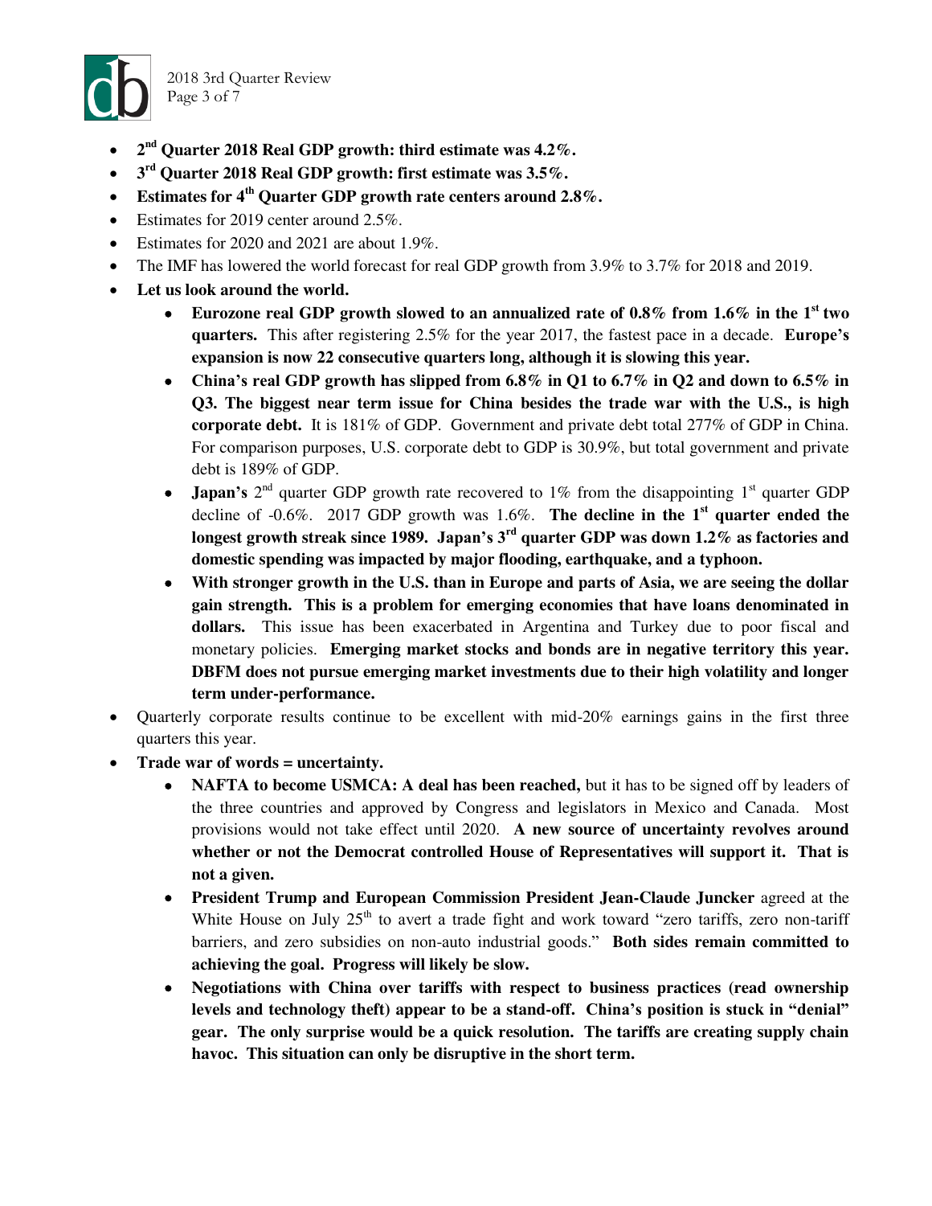- **2nd Quarter 2018 Real GDP growth: third estimate was 4.2%.**
- **3rd Quarter 2018 Real GDP growth: first estimate was 3.5%.**
- **Estimates for 4th Quarter GDP growth rate centers around 2.8%.**
- Estimates for 2019 center around 2.5%.
- Estimates for 2020 and 2021 are about 1.9%.
- The IMF has lowered the world forecast for real GDP growth from 3.9% to 3.7% for 2018 and 2019.
- **Let us look around the world.**
  - **Eurozone real GDP growth slowed to an annualized rate of 0.8% from 1.6% in the 1st two quarters.** This after registering 2.5% for the year 2017, the fastest pace in a decade. **Europe's expansion is now 22 consecutive quarters long, although it is slowing this year.**
  - **China's real GDP growth has slipped from 6.8% in Q1 to 6.7% in Q2 and down to 6.5% in Q3. The biggest near term issue for China besides the trade war with the U.S., is high corporate debt.** It is 181% of GDP. Government and private debt total 277% of GDP in China. For comparison purposes, U.S. corporate debt to GDP is 30.9%, but total government and private debt is 189% of GDP.
  - **Japan's** 2nd quarter GDP growth rate recovered to 1% from the disappointing 1st quarter GDP decline of -0.6%. 2017 GDP growth was 1.6%. **The decline in the 1st quarter ended the longest growth streak since 1989. Japan's 3rd quarter GDP was down 1.2% as factories and domestic spending was impacted by major flooding, earthquake, and a typhoon.**
  - **With stronger growth in the U.S. than in Europe and parts of Asia, we are seeing the dollar gain strength. This is a problem for emerging economies that have loans denominated in dollars.** This issue has been exacerbated in Argentina and Turkey due to poor fiscal and monetary policies. **Emerging market stocks and bonds are in negative territory this year. DBFM does not pursue emerging market investments due to their high volatility and longer term under-performance.**
- Quarterly corporate results continue to be excellent with mid-20% earnings gains in the first three quarters this year.
- **Trade war of words = uncertainty.**
  - **NAFTA to become USMCA: A deal has been reached,** but it has to be signed off by leaders of the three countries and approved by Congress and legislators in Mexico and Canada. Most provisions would not take effect until 2020. **A new source of uncertainty revolves around whether or not the Democrat controlled House of Representatives will support it. That is not a given.**
  - **President Trump and European Commission President Jean-Claude Juncker** agreed at the White House on July 25th to avert a trade fight and work toward "zero tariffs, zero non-tariff barriers, and zero subsidies on non-auto industrial goods." **Both sides remain committed to achieving the goal. Progress will likely be slow.**
  - **Negotiations with China over tariffs with respect to business practices (read ownership levels and technology theft) appear to be a stand-off. China's position is stuck in "denial" gear. The only surprise would be a quick resolution. The tariffs are creating supply chain havoc. This situation can only be disruptive in the short term.**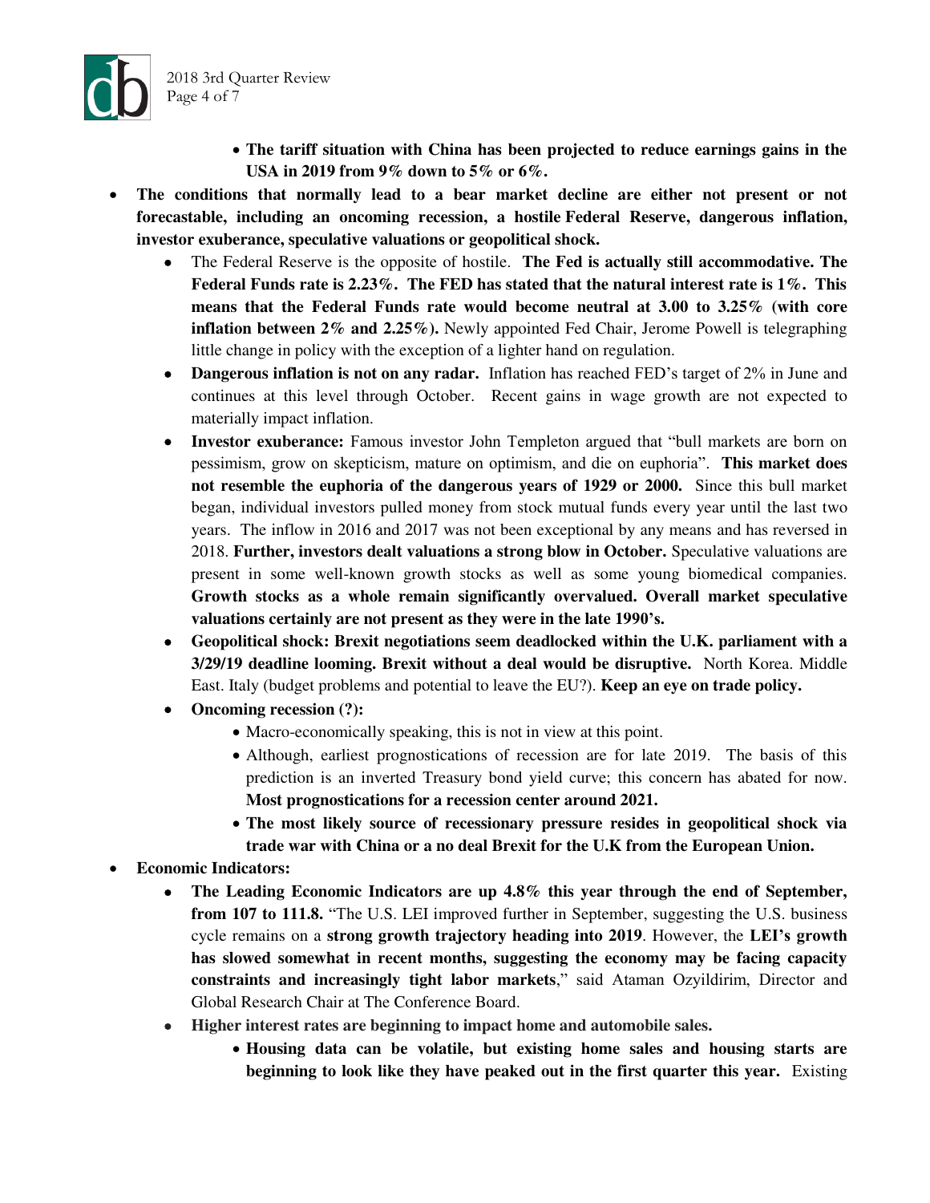- **The tariff situation with China has been projected to reduce earnings gains in the USA in 2019 from 9% down to 5% or 6%.**
- **The conditions that normally lead to a bear market decline are either not present or not forecastable, including an oncoming recession, a hostile Federal Reserve, dangerous inflation, investor exuberance, speculative valuations or geopolitical shock.**
  - The Federal Reserve is the opposite of hostile. **The Fed is actually still accommodative. The Federal Funds rate is 2.23%. The FED has stated that the natural interest rate is 1%. This means that the Federal Funds rate would become neutral at 3.00 to 3.25% (with core inflation between 2% and 2.25%).** Newly appointed Fed Chair, Jerome Powell is telegraphing little change in policy with the exception of a lighter hand on regulation.
  - **Dangerous inflation is not on any radar.** Inflation has reached FED's target of 2% in June and continues at this level through October. Recent gains in wage growth are not expected to materially impact inflation.
  - **Investor exuberance:** Famous investor John Templeton argued that "bull markets are born on pessimism, grow on skepticism, mature on optimism, and die on euphoria". **This market does not resemble the euphoria of the dangerous years of 1929 or 2000.** Since this bull market began, individual investors pulled money from stock mutual funds every year until the last two years. The inflow in 2016 and 2017 was not been exceptional by any means and has reversed in 2018. **Further, investors dealt valuations a strong blow in October.** Speculative valuations are present in some well-known growth stocks as well as some young biomedical companies. **Growth stocks as a whole remain significantly overvalued. Overall market speculative valuations certainly are not present as they were in the late 1990's.**
  - **Geopolitical shock: Brexit negotiations seem deadlocked within the U.K. parliament with a 3/29/19 deadline looming. Brexit without a deal would be disruptive.** North Korea. Middle East. Italy (budget problems and potential to leave the EU?). **Keep an eye on trade policy.**
  - **Oncoming recession (?):**
    - Macro-economically speaking, this is not in view at this point.
    - Although, earliest prognostications of recession are for late 2019. The basis of this prediction is an inverted Treasury bond yield curve; this concern has abated for now. **Most prognostications for a recession center around 2021.**
    - **The most likely source of recessionary pressure resides in geopolitical shock via trade war with China or a no deal Brexit for the U.K from the European Union.**
- **Economic Indicators:**
  - **The Leading Economic Indicators are up 4.8% this year through the end of September, from 107 to 111.8.** "The U.S. LEI improved further in September, suggesting the U.S. business cycle remains on a **strong growth trajectory heading into 2019**. However, the **LEI's growth has slowed somewhat in recent months, suggesting the economy may be facing capacity constraints and increasingly tight labor markets**," said Ataman Ozyildirim, Director and Global Research Chair at The Conference Board.
  - **Higher interest rates are beginning to impact home and automobile sales.**
    - **Housing data can be volatile, but existing home sales and housing starts are beginning to look like they have peaked out in the first quarter this year.** Existing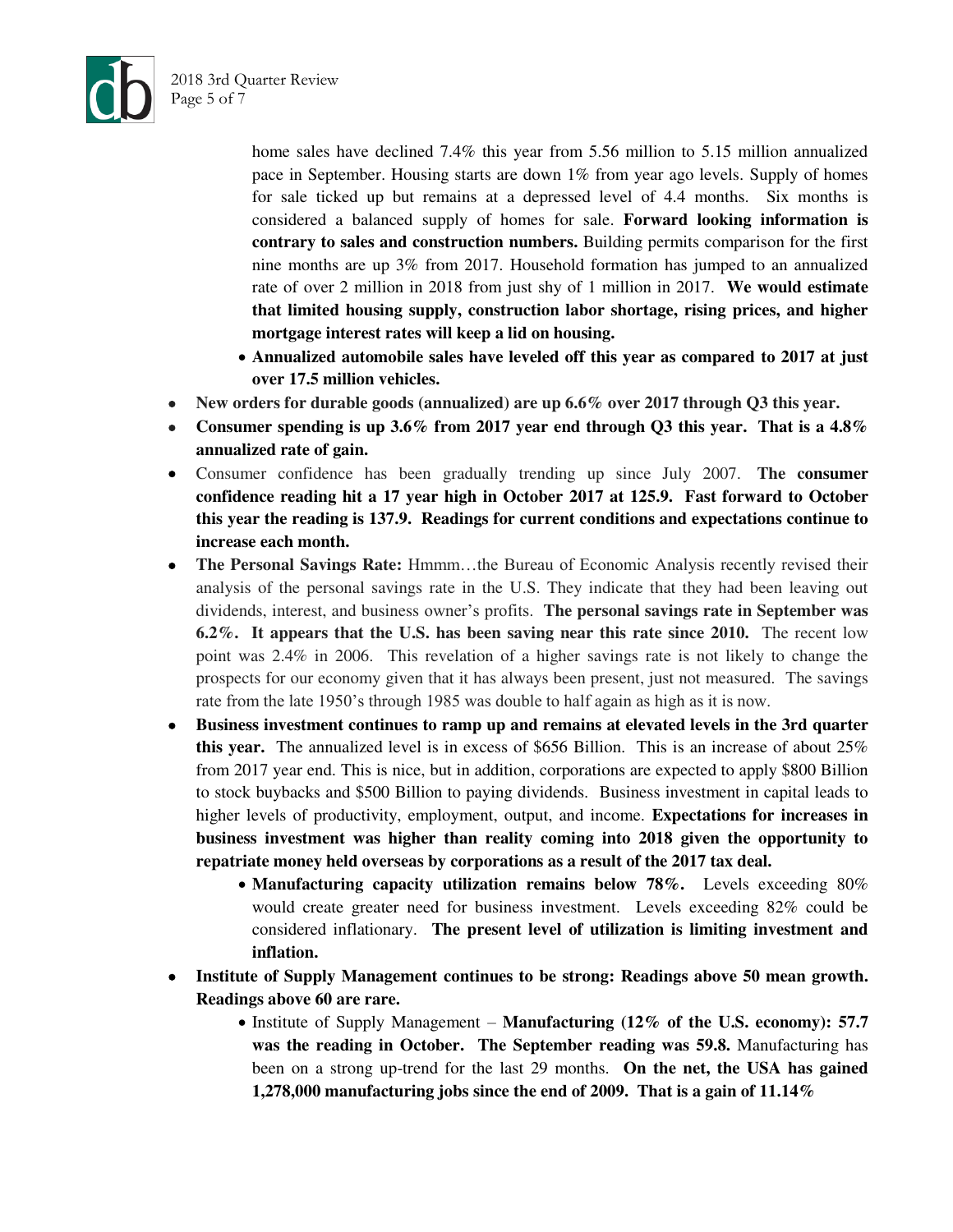home sales have declined 7.4% this year from 5.56 million to 5.15 million annualized pace in September. Housing starts are down 1% from year ago levels. Supply of homes for sale ticked up but remains at a depressed level of 4.4 months. Six months is considered a balanced supply of homes for sale. **Forward looking information is contrary to sales and construction numbers.** Building permits comparison for the first nine months are up 3% from 2017. Household formation has jumped to an annualized rate of over 2 million in 2018 from just shy of 1 million in 2017. **We would estimate that limited housing supply, construction labor shortage, rising prices, and higher mortgage interest rates will keep a lid on housing.**

  - **Annualized automobile sales have leveled off this year as compared to 2017 at just over 17.5 million vehicles.**

- **New orders for durable goods (annualized) are up 6.6% over 2017 through Q3 this year.**
- **Consumer spending is up 3.6% from 2017 year end through Q3 this year. That is a 4.8% annualized rate of gain.**
- Consumer confidence has been gradually trending up since July 2007. **The consumer confidence reading hit a 17 year high in October 2017 at 125.9. Fast forward to October this year the reading is 137.9. Readings for current conditions and expectations continue to increase each month.**
- **The Personal Savings Rate:** Hmmm…the Bureau of Economic Analysis recently revised their analysis of the personal savings rate in the U.S. They indicate that they had been leaving out dividends, interest, and business owner's profits. **The personal savings rate in September was 6.2%. It appears that the U.S. has been saving near this rate since 2010.** The recent low point was 2.4% in 2006. This revelation of a higher savings rate is not likely to change the prospects for our economy given that it has always been present, just not measured. The savings rate from the late 1950's through 1985 was double to half again as high as it is now.
- **Business investment continues to ramp up and remains at elevated levels in the 3rd quarter this year.** The annualized level is in excess of $656 Billion. This is an increase of about 25% from 2017 year end. This is nice, but in addition, corporations are expected to apply $800 Billion to stock buybacks and $500 Billion to paying dividends. Business investment in capital leads to higher levels of productivity, employment, output, and income. **Expectations for increases in business investment was higher than reality coming into 2018 given the opportunity to repatriate money held overseas by corporations as a result of the 2017 tax deal.**
  - **Manufacturing capacity utilization remains below 78%.** Levels exceeding 80% would create greater need for business investment. Levels exceeding 82% could be considered inflationary. **The present level of utilization is limiting investment and inflation.**
- **Institute of Supply Management continues to be strong: Readings above 50 mean growth. Readings above 60 are rare.**
  - Institute of Supply Management – **Manufacturing (12% of the U.S. economy): 57.7 was the reading in October. The September reading was 59.8.** Manufacturing has been on a strong up-trend for the last 29 months. **On the net, the USA has gained 1,278,000 manufacturing jobs since the end of 2009. That is a gain of 11.14%**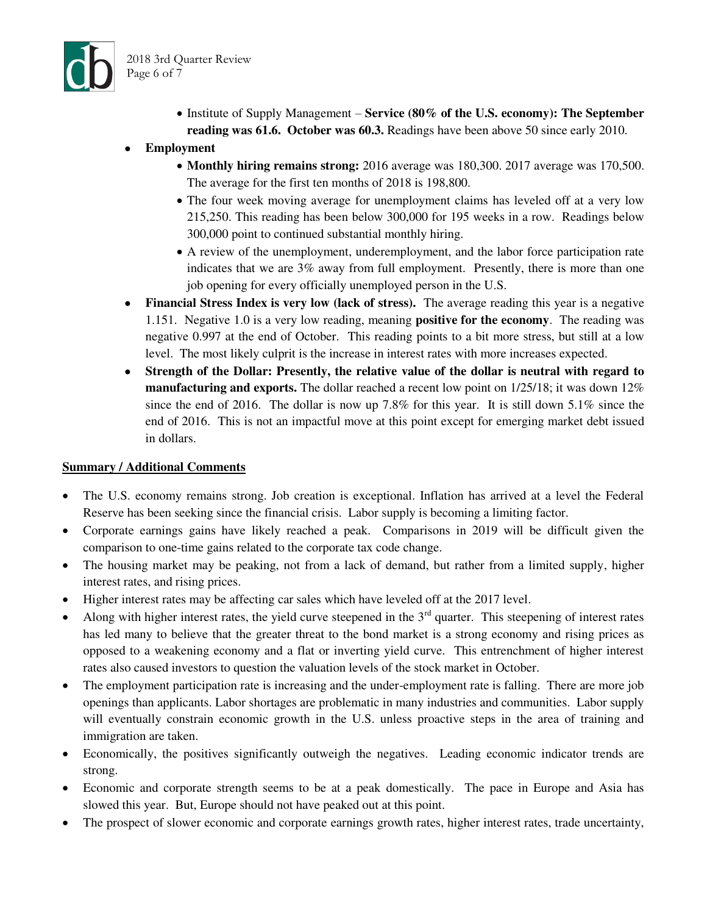- Institute of Supply Management – **Service (80% of the U.S. economy): The September reading was 61.6. October was 60.3.** Readings have been above 50 since early 2010.
- **Employment**
    - **Monthly hiring remains strong:** 2016 average was 180,300. 2017 average was 170,500. The average for the first ten months of 2018 is 198,800.
    - The four week moving average for unemployment claims has leveled off at a very low 215,250. This reading has been below 300,000 for 195 weeks in a row. Readings below 300,000 point to continued substantial monthly hiring.
    - A review of the unemployment, underemployment, and the labor force participation rate indicates that we are 3% away from full employment. Presently, there is more than one job opening for every officially unemployed person in the U.S.
- **Financial Stress Index is very low (lack of stress).** The average reading this year is a negative 1.151. Negative 1.0 is a very low reading, meaning **positive for the economy**. The reading was negative 0.997 at the end of October. This reading points to a bit more stress, but still at a low level. The most likely culprit is the increase in interest rates with more increases expected.
- **Strength of the Dollar: Presently, the relative value of the dollar is neutral with regard to manufacturing and exports.** The dollar reached a recent low point on 1/25/18; it was down 12% since the end of 2016. The dollar is now up 7.8% for this year. It is still down 5.1% since the end of 2016. This is not an impactful move at this point except for emerging market debt issued in dollars.

**<u>Summary / Additional Comments</u>**

- The U.S. economy remains strong. Job creation is exceptional. Inflation has arrived at a level the Federal Reserve has been seeking since the financial crisis. Labor supply is becoming a limiting factor.
- Corporate earnings gains have likely reached a peak. Comparisons in 2019 will be difficult given the comparison to one-time gains related to the corporate tax code change.
- The housing market may be peaking, not from a lack of demand, but rather from a limited supply, higher interest rates, and rising prices.
- Higher interest rates may be affecting car sales which have leveled off at the 2017 level.
- Along with higher interest rates, the yield curve steepened in the 3rd quarter. This steepening of interest rates has led many to believe that the greater threat to the bond market is a strong economy and rising prices as opposed to a weakening economy and a flat or inverting yield curve. This entrenchment of higher interest rates also caused investors to question the valuation levels of the stock market in October.
- The employment participation rate is increasing and the under-employment rate is falling. There are more job openings than applicants. Labor shortages are problematic in many industries and communities. Labor supply will eventually constrain economic growth in the U.S. unless proactive steps in the area of training and immigration are taken.
- Economically, the positives significantly outweigh the negatives. Leading economic indicator trends are strong.
- Economic and corporate strength seems to be at a peak domestically. The pace in Europe and Asia has slowed this year. But, Europe should not have peaked out at this point.
- The prospect of slower economic and corporate earnings growth rates, higher interest rates, trade uncertainty,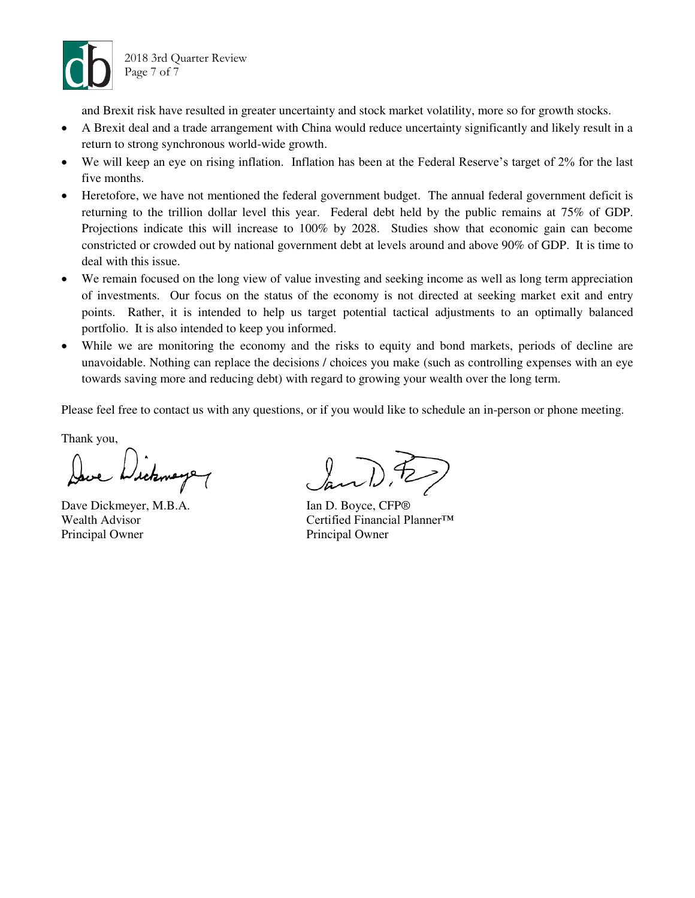and Brexit risk have resulted in greater uncertainty and stock market volatility, more so for growth stocks.

- A Brexit deal and a trade arrangement with China would reduce uncertainty significantly and likely result in a return to strong synchronous world-wide growth.
- We will keep an eye on rising inflation. Inflation has been at the Federal Reserve's target of 2% for the last five months.
- Heretofore, we have not mentioned the federal government budget. The annual federal government deficit is returning to the trillion dollar level this year. Federal debt held by the public remains at 75% of GDP. Projections indicate this will increase to 100% by 2028. Studies show that economic gain can become constricted or crowded out by national government debt at levels around and above 90% of GDP. It is time to deal with this issue.
- We remain focused on the long view of value investing and seeking income as well as long term appreciation of investments. Our focus on the status of the economy is not directed at seeking market exit and entry points. Rather, it is intended to help us target potential tactical adjustments to an optimally balanced portfolio. It is also intended to keep you informed.
- While we are monitoring the economy and the risks to equity and bond markets, periods of decline are unavoidable. Nothing can replace the decisions / choices you make (such as controlling expenses with an eye towards saving more and reducing debt) with regard to growing your wealth over the long term.

Please feel free to contact us with any questions, or if you would like to schedule an in-person or phone meeting.

Thank you,

Dave Dickmeyer, M.B.A.
Wealth Advisor
Principal Owner

Ian D. Boyce, CFP®
Certified Financial Planner™
Principal Owner